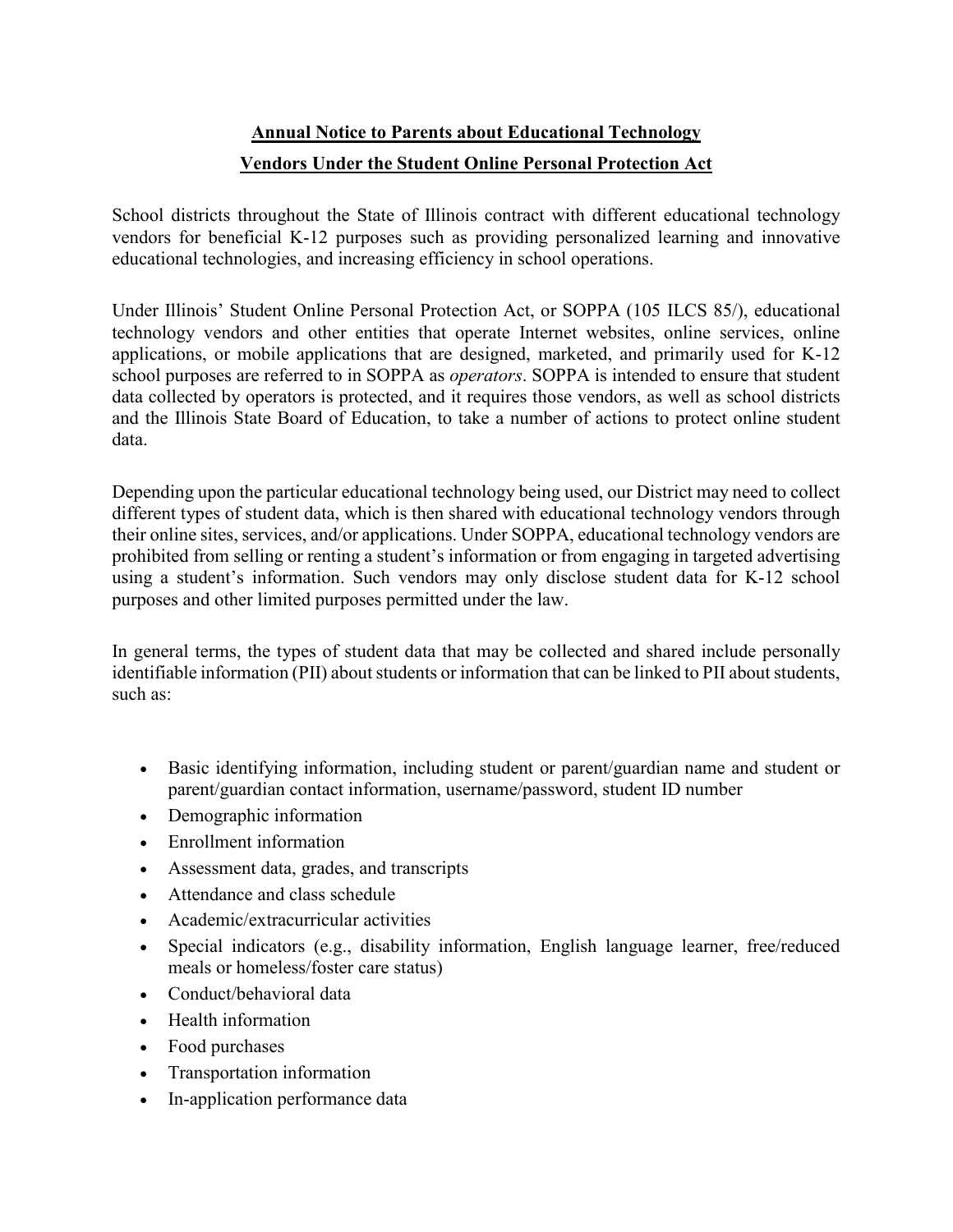# **Annual Notice to Parents about Educational Technology Vendors Under the Student Online Personal Protection Act**

School districts throughout the State of Illinois contract with different educational technology vendors for beneficial K-12 purposes such as providing personalized learning and innovative educational technologies, and increasing efficiency in school operations.

Under Illinois' Student Online Personal Protection Act, or SOPPA (105 ILCS 85/), educational technology vendors and other entities that operate Internet websites, online services, online applications, or mobile applications that are designed, marketed, and primarily used for K-12 school purposes are referred to in SOPPA as *operators*. SOPPA is intended to ensure that student data collected by operators is protected, and it requires those vendors, as well as school districts and the Illinois State Board of Education, to take a number of actions to protect online student data.

Depending upon the particular educational technology being used, our District may need to collect different types of student data, which is then shared with educational technology vendors through their online sites, services, and/or applications. Under SOPPA, educational technology vendors are prohibited from selling or renting a student's information or from engaging in targeted advertising using a student's information. Such vendors may only disclose student data for K-12 school purposes and other limited purposes permitted under the law.

In general terms, the types of student data that may be collected and shared include personally identifiable information (PII) about students or information that can be linked to PII about students, such as:

- Basic identifying information, including student or parent/guardian name and student or parent/guardian contact information, username/password, student ID number
- Demographic information
- Enrollment information
- Assessment data, grades, and transcripts
- Attendance and class schedule
- Academic/extracurricular activities
- Special indicators (e.g., disability information, English language learner, free/reduced meals or homeless/foster care status)
- Conduct/behavioral data
- Health information
- Food purchases
- Transportation information
- In-application performance data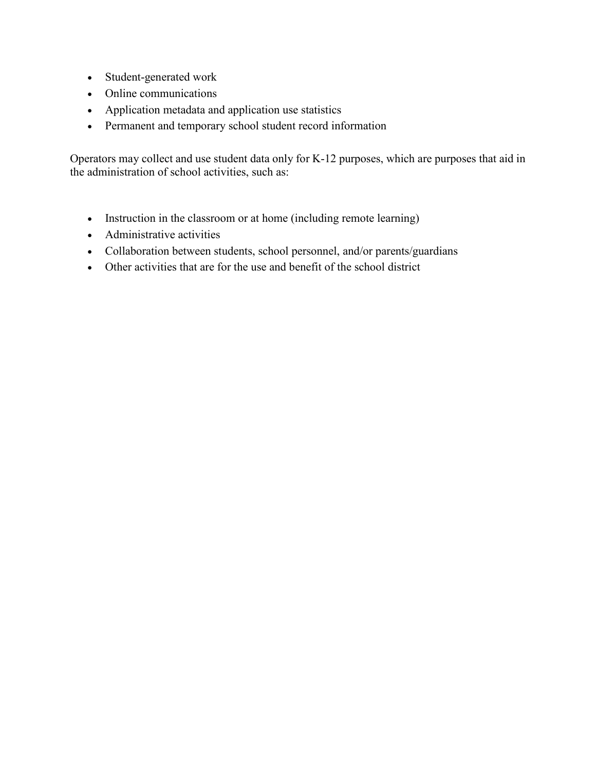- Student-generated work
- Online communications
- Application metadata and application use statistics
- Permanent and temporary school student record information

Operators may collect and use student data only for K-12 purposes, which are purposes that aid in the administration of school activities, such as:

- Instruction in the classroom or at home (including remote learning)
- Administrative activities
- Collaboration between students, school personnel, and/or parents/guardians
- Other activities that are for the use and benefit of the school district